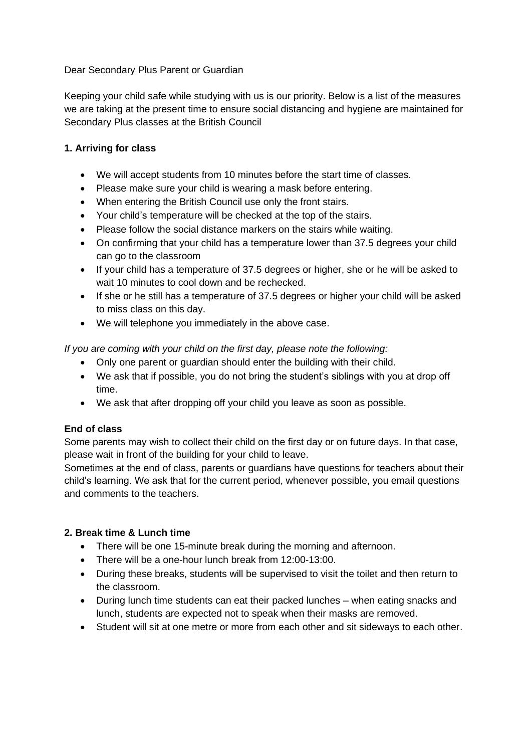Dear Secondary Plus Parent or Guardian

Keeping your child safe while studying with us is our priority. Below is a list of the measures we are taking at the present time to ensure social distancing and hygiene are maintained for Secondary Plus classes at the British Council

**1. Arriving for class**

- We will accept students from 10 minutes before the start time of classes.
- Please make sure your child is wearing a mask before entering.
- When entering the British Council use only the front stairs.
- Your child's temperature will be checked at the top of the stairs.
- Please follow the social distance markers on the stairs while waiting.
- On confirming that your child has a temperature lower than 37.5 degrees your child can go to the classroom
- If your child has a temperature of 37.5 degrees or higher, she or he will be asked to wait 10 minutes to cool down and be rechecked.
- If she or he still has a temperature of 37.5 degrees or higher your child will be asked to miss class on this day.
- We will telephone you immediately in the above case.

*If you are coming with your child on the first day, please note the following:*

- Only one parent or guardian should enter the building with their child.
- We ask that if possible, you do not bring the student's siblings with you at drop off time.
- We ask that after dropping off your child you leave as soon as possible.

**End of class**

Some parents may wish to collect their child on the first day or on future days. In that case, please wait in front of the building for your child to leave.

Sometimes at the end of class, parents or guardians have questions for teachers about their child's learning. We ask that for the current period, whenever possible, you email questions and comments to the teachers.

**2. Break time & Lunch time**

- There will be one 15-minute break during the morning and afternoon.
- There will be a one-hour lunch break from 12:00-13:00.
- During these breaks, students will be supervised to visit the toilet and then return to the classroom.
- During lunch time students can eat their packed lunches – when eating snacks and lunch, students are expected not to speak when their masks are removed.
- Student will sit at one metre or more from each other and sit sideways to each other.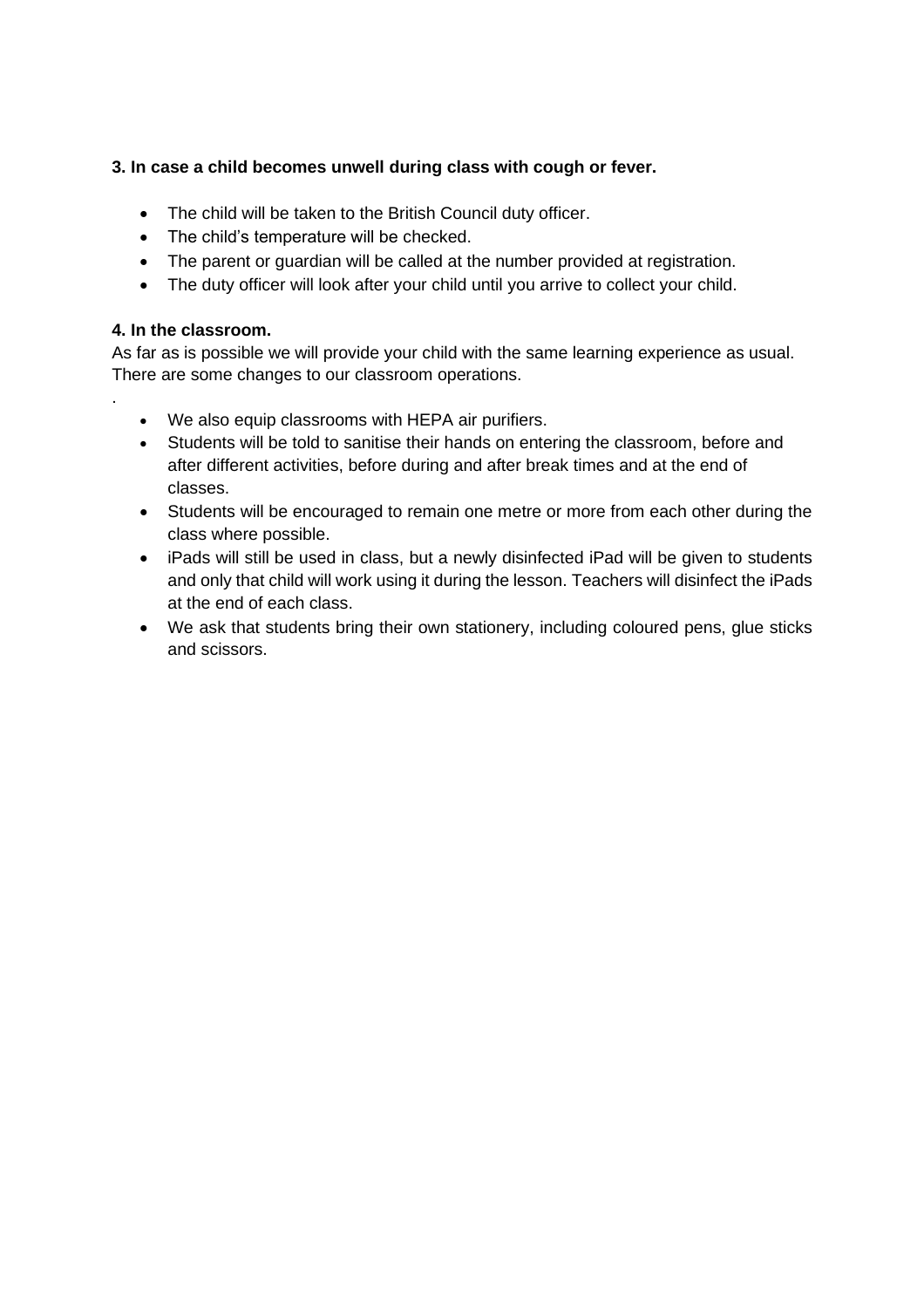**3. In case a child becomes unwell during class with cough or fever.**

- The child will be taken to the British Council duty officer.
- The child's temperature will be checked.
- The parent or guardian will be called at the number provided at registration.
- The duty officer will look after your child until you arrive to collect your child.

**4. In the classroom.**

As far as is possible we will provide your child with the same learning experience as usual. There are some changes to our classroom operations.

.

- We also equip classrooms with HEPA air purifiers.
- Students will be told to sanitise their hands on entering the classroom, before and after different activities, before during and after break times and at the end of classes.
- Students will be encouraged to remain one metre or more from each other during the class where possible.
- iPads will still be used in class, but a newly disinfected iPad will be given to students and only that child will work using it during the lesson. Teachers will disinfect the iPads at the end of each class.
- We ask that students bring their own stationery, including coloured pens, glue sticks and scissors.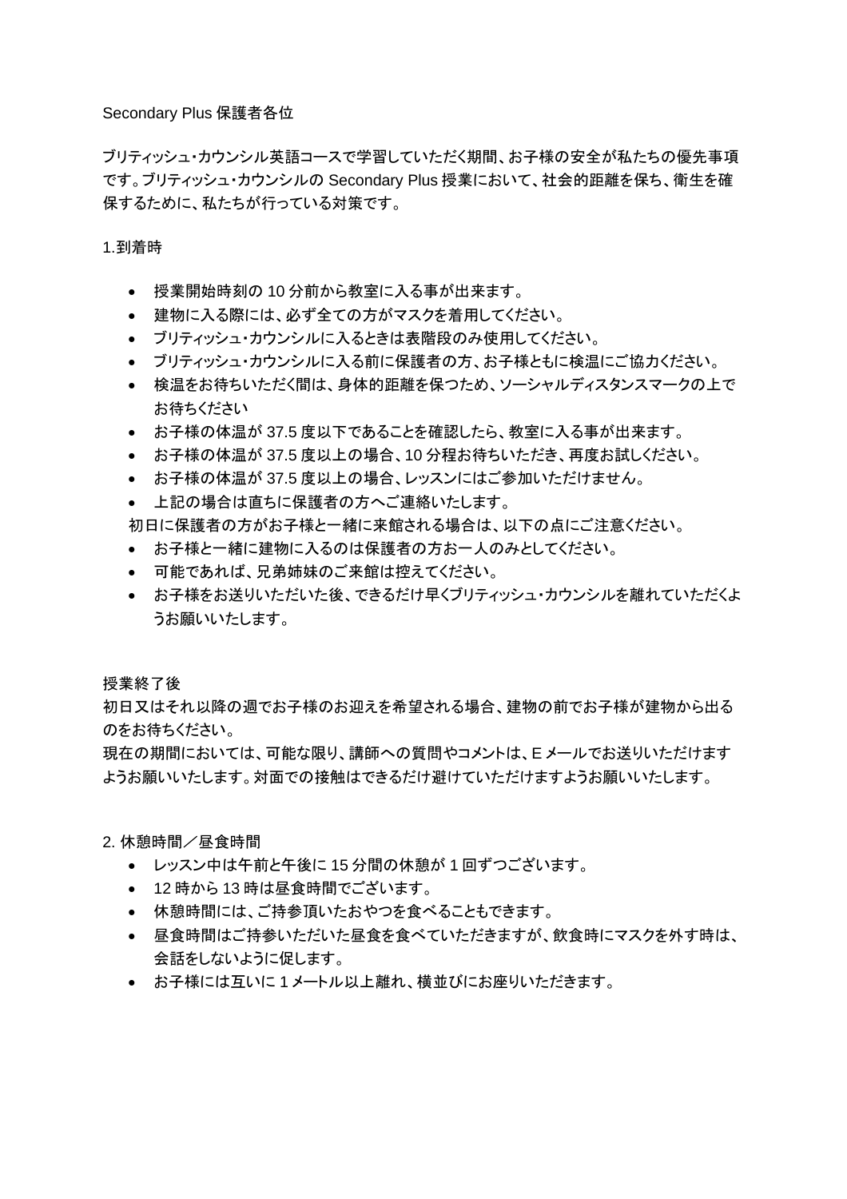Secondary Plus 保護者各位

ブリティッシュ・カウンシル英語コースで学習していただく期間、お子様の安全が私たちの優先事項です。ブリティッシュ・カウンシルの Secondary Plus 授業において、社会的距離を保ち、衛生を確保するために、私たちが行っている対策です。

1.到着時

- 授業開始時刻の 10 分前から教室に入る事が出来ます。
- 建物に入る際には、必ず全ての方がマスクを着用してください。
- ブリティッシュ・カウンシルに入るときは表階段のみ使用してください。
- ブリティッシュ・カウンシルに入る前に保護者の方、お子様ともに検温にご協力ください。
- 検温をお待ちいただく間は、身体的距離を保つため、ソーシャルディスタンスマークの上でお待ちください
- お子様の体温が 37.5 度以下であることを確認したら、教室に入る事が出来ます。
- お子様の体温が 37.5 度以上の場合、10 分程お待ちいただき、再度お試しください。
- お子様の体温が 37.5 度以上の場合、レッスンにはご参加いただけません。
- 上記の場合は直ちに保護者の方へご連絡いたします。

初日に保護者の方がお子様と一緒に来館される場合は、以下の点にご注意ください。

- お子様と一緒に建物に入るのは保護者の方お一人のみとしてください。
- 可能であれば、兄弟姉妹のご来館は控えてください。
- お子様をお送りいただいた後、できるだけ早くブリティッシュ・カウンシルを離れていただくようお願いいたします。

授業終了後

初日又はそれ以降の週でお子様のお迎えを希望される場合、建物の前でお子様が建物から出るのをお待ちください。

現在の期間においては、可能な限り、講師への質問やコメントは、E メールでお送りいただけますようお願いいたします。対面での接触はできるだけ避けていただけますようお願いいたします。

2. 休憩時間／昼食時間

- レッスン中は午前と午後に 15 分間の休憩が 1 回ずつございます。
- 12 時から 13 時は昼食時間でございます。
- 休憩時間には、ご持参頂いたおやつを食べることもできます。
- 昼食時間はご持参いただいた昼食を食べていただきますが、飲食時にマスクを外す時は、会話をしないように促します。
- お子様には互いに 1 メートル以上離れ、横並びにお座りいただきます。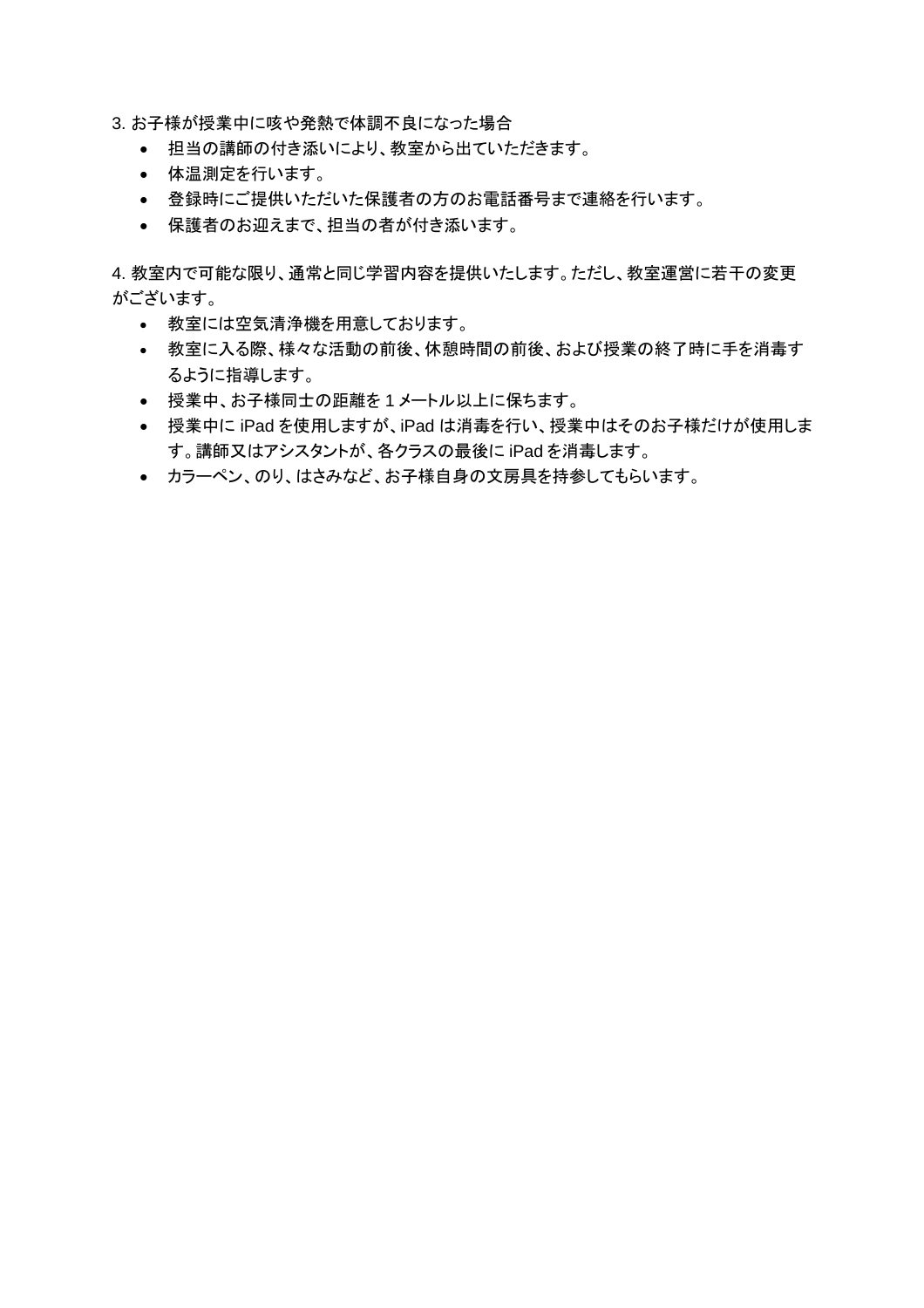3. お子様が授業中に咳や発熱で体調不良になった場合

- 担当の講師の付き添いにより、教室から出ていただきます。
- 体温測定を行います。
- 登録時にご提供いただいた保護者の方のお電話番号まで連絡を行います。
- 保護者のお迎えまで、担当の者が付き添います。

4. 教室内で可能な限り、通常と同じ学習内容を提供いたします。ただし、教室運営に若干の変更がございます。

- 教室には空気清浄機を用意しております。
- 教室に入る際、様々な活動の前後、休憩時間の前後、および授業の終了時に手を消毒するように指導します。
- 授業中、お子様同士の距離を 1 メートル以上に保ちます。
- 授業中に iPad を使用しますが、iPad は消毒を行い、授業中はそのお子様だけが使用します。講師又はアシスタントが、各クラスの最後に iPad を消毒します。
- カラーペン、のり、はさみなど、お子様自身の文房具を持参してもらいます。